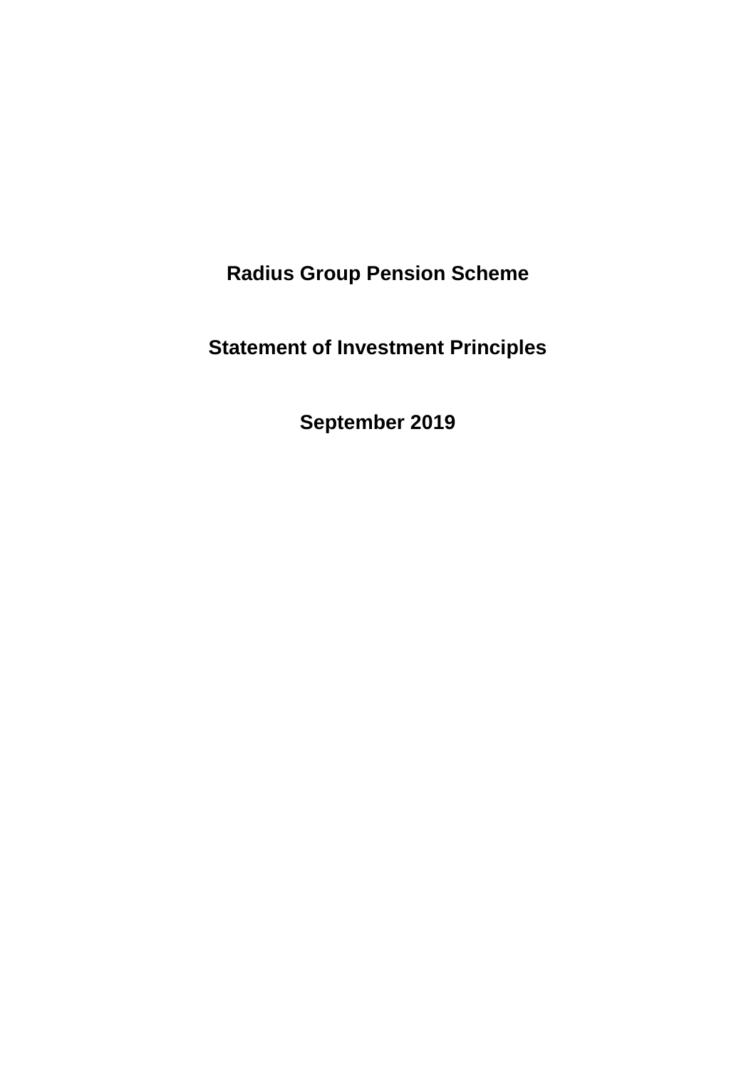# Radius Group Pension Scheme

# Statement of Investment Principles

# September 2019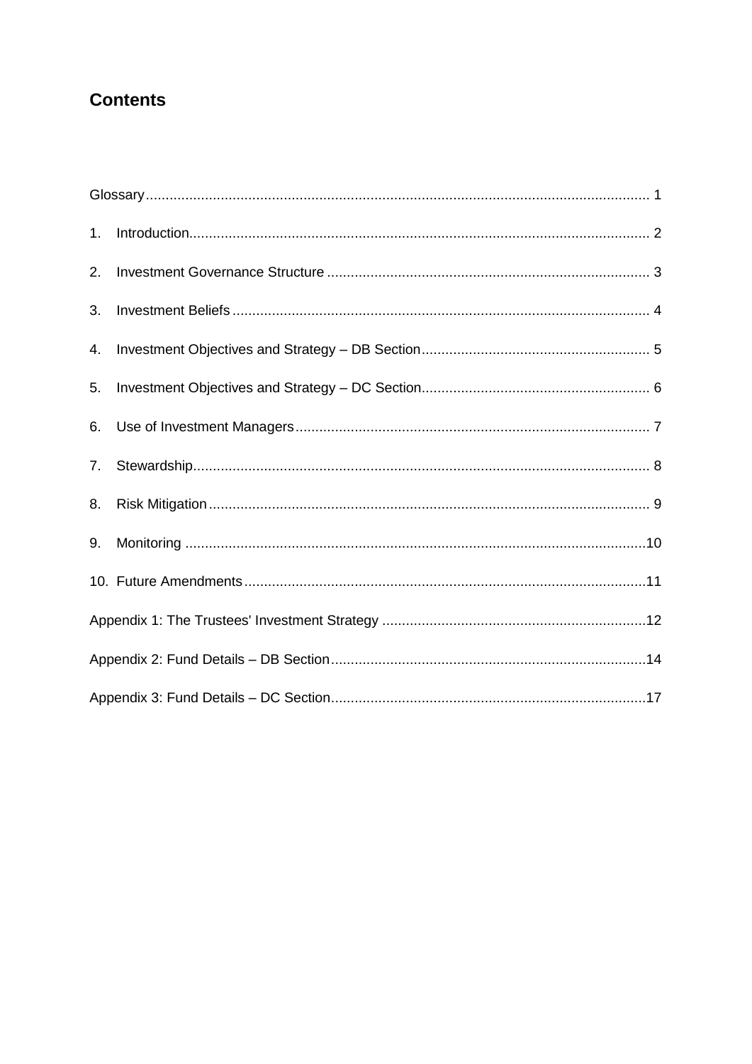# Contents

Glossary ........................................................................................................................... 1

1. Introduction.................................................................................................................. 2

2. Investment Governance Structure ............................................................................... 3

3. Investment Beliefs ........................................................................................................ 4

4. Investment Objectives and Strategy – DB Section ........................................................ 5

5. Investment Objectives and Strategy – DC Section ........................................................ 6

6. Use of Investment Managers ........................................................................................ 7

7. Stewardship .................................................................................................................. 8

8. Risk Mitigation .............................................................................................................. 9

9. Monitoring .................................................................................................................. 10

10. Future Amendments .................................................................................................. 11

Appendix 1: The Trustees' Investment Strategy ............................................................... 12

Appendix 2: Fund Details – DB Section ............................................................................ 14

Appendix 3: Fund Details – DC Section ............................................................................ 17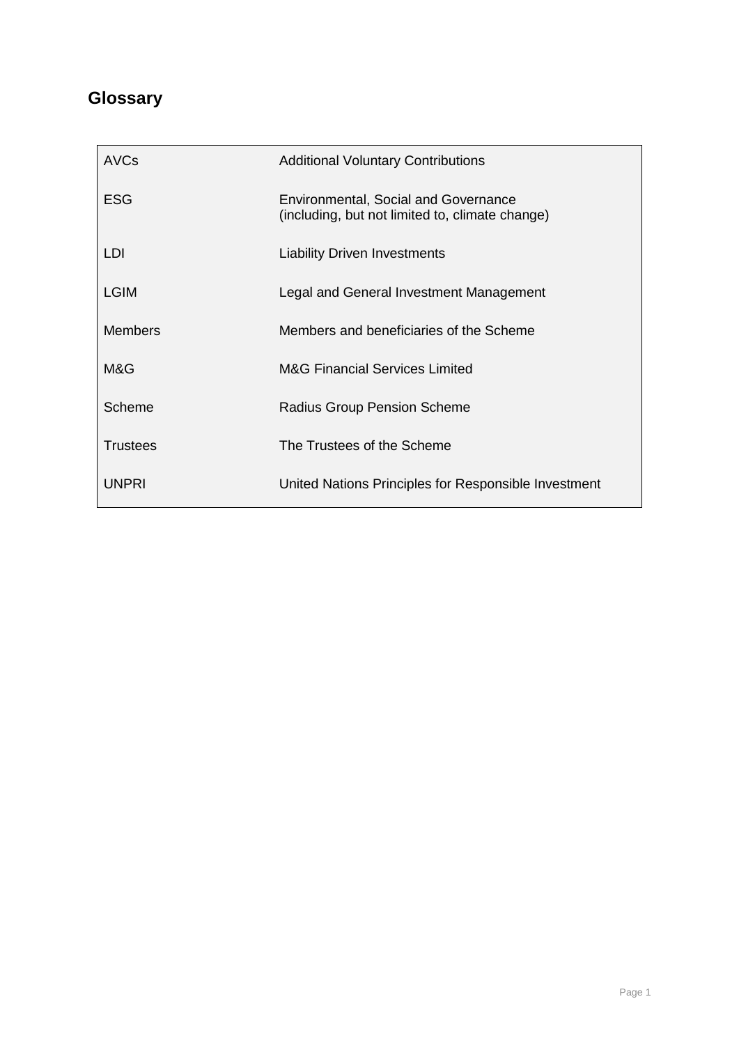## Glossary

| | |
|---|---|
| AVCs | Additional Voluntary Contributions |
| ESG | Environmental, Social and Governance (including, but not limited to, climate change) |
| LDI | Liability Driven Investments |
| LGIM | Legal and General Investment Management |
| Members | Members and beneficiaries of the Scheme |
| M&G | M&G Financial Services Limited |
| Scheme | Radius Group Pension Scheme |
| Trustees | The Trustees of the Scheme |
| UNPRI | United Nations Principles for Responsible Investment |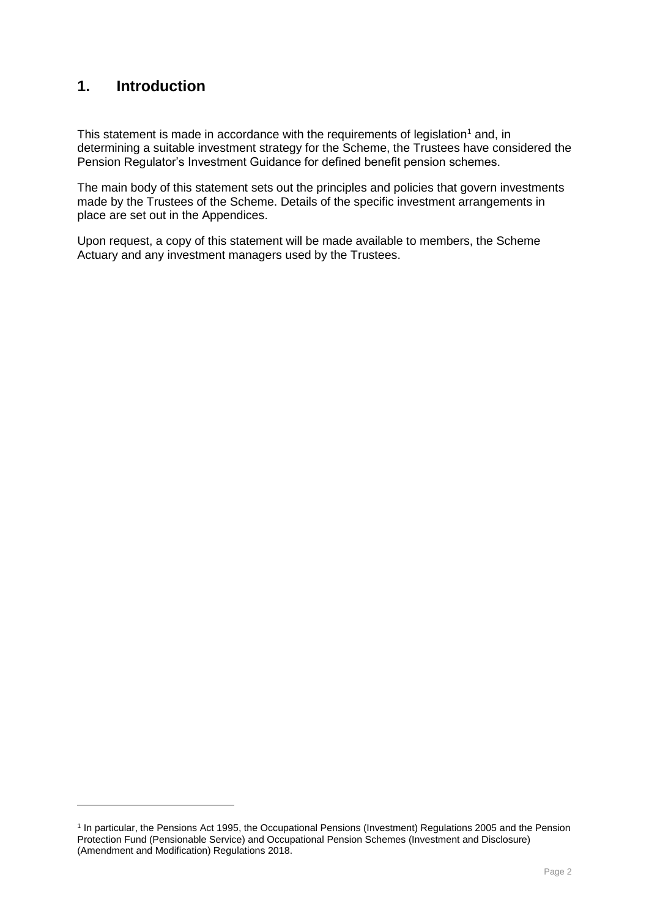# 1. Introduction

This statement is made in accordance with the requirements of legislation[1] and, in determining a suitable investment strategy for the Scheme, the Trustees have considered the Pension Regulator's Investment Guidance for defined benefit pension schemes.

The main body of this statement sets out the principles and policies that govern investments made by the Trustees of the Scheme. Details of the specific investment arrangements in place are set out in the Appendices.

Upon request, a copy of this statement will be made available to members, the Scheme Actuary and any investment managers used by the Trustees.

[1] In particular, the Pensions Act 1995, the Occupational Pensions (Investment) Regulations 2005 and the Pension Protection Fund (Pensionable Service) and Occupational Pension Schemes (Investment and Disclosure) (Amendment and Modification) Regulations 2018.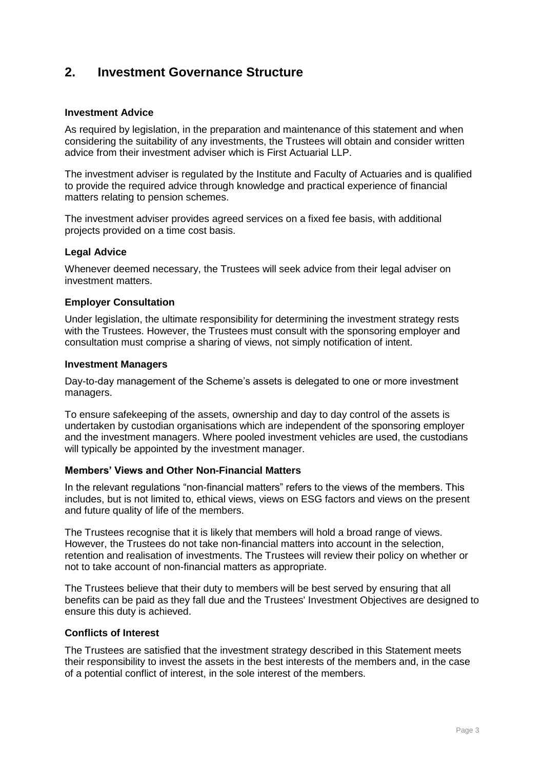## 2. Investment Governance Structure

### Investment Advice

As required by legislation, in the preparation and maintenance of this statement and when considering the suitability of any investments, the Trustees will obtain and consider written advice from their investment adviser which is First Actuarial LLP.

The investment adviser is regulated by the Institute and Faculty of Actuaries and is qualified to provide the required advice through knowledge and practical experience of financial matters relating to pension schemes.

The investment adviser provides agreed services on a fixed fee basis, with additional projects provided on a time cost basis.

### Legal Advice

Whenever deemed necessary, the Trustees will seek advice from their legal adviser on investment matters.

### Employer Consultation

Under legislation, the ultimate responsibility for determining the investment strategy rests with the Trustees. However, the Trustees must consult with the sponsoring employer and consultation must comprise a sharing of views, not simply notification of intent.

### Investment Managers

Day-to-day management of the Scheme's assets is delegated to one or more investment managers.

To ensure safekeeping of the assets, ownership and day to day control of the assets is undertaken by custodian organisations which are independent of the sponsoring employer and the investment managers. Where pooled investment vehicles are used, the custodians will typically be appointed by the investment manager.

### Members' Views and Other Non-Financial Matters

In the relevant regulations "non-financial matters" refers to the views of the members. This includes, but is not limited to, ethical views, views on ESG factors and views on the present and future quality of life of the members.

The Trustees recognise that it is likely that members will hold a broad range of views. However, the Trustees do not take non-financial matters into account in the selection, retention and realisation of investments. The Trustees will review their policy on whether or not to take account of non-financial matters as appropriate.

The Trustees believe that their duty to members will be best served by ensuring that all benefits can be paid as they fall due and the Trustees' Investment Objectives are designed to ensure this duty is achieved.

### Conflicts of Interest

The Trustees are satisfied that the investment strategy described in this Statement meets their responsibility to invest the assets in the best interests of the members and, in the case of a potential conflict of interest, in the sole interest of the members.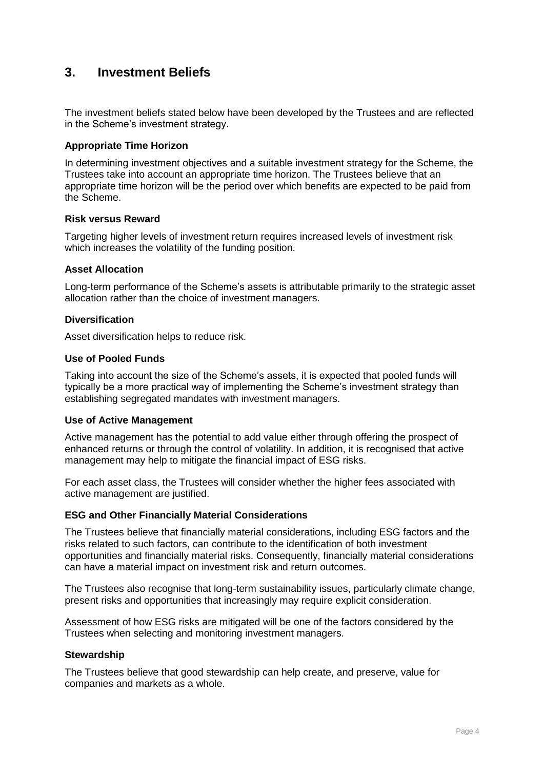## 3. Investment Beliefs

The investment beliefs stated below have been developed by the Trustees and are reflected in the Scheme's investment strategy.

### Appropriate Time Horizon

In determining investment objectives and a suitable investment strategy for the Scheme, the Trustees take into account an appropriate time horizon. The Trustees believe that an appropriate time horizon will be the period over which benefits are expected to be paid from the Scheme.

### Risk versus Reward

Targeting higher levels of investment return requires increased levels of investment risk which increases the volatility of the funding position.

### Asset Allocation

Long-term performance of the Scheme's assets is attributable primarily to the strategic asset allocation rather than the choice of investment managers.

### Diversification

Asset diversification helps to reduce risk.

### Use of Pooled Funds

Taking into account the size of the Scheme's assets, it is expected that pooled funds will typically be a more practical way of implementing the Scheme's investment strategy than establishing segregated mandates with investment managers.

### Use of Active Management

Active management has the potential to add value either through offering the prospect of enhanced returns or through the control of volatility. In addition, it is recognised that active management may help to mitigate the financial impact of ESG risks.

For each asset class, the Trustees will consider whether the higher fees associated with active management are justified.

### ESG and Other Financially Material Considerations

The Trustees believe that financially material considerations, including ESG factors and the risks related to such factors, can contribute to the identification of both investment opportunities and financially material risks. Consequently, financially material considerations can have a material impact on investment risk and return outcomes.

The Trustees also recognise that long-term sustainability issues, particularly climate change, present risks and opportunities that increasingly may require explicit consideration.

Assessment of how ESG risks are mitigated will be one of the factors considered by the Trustees when selecting and monitoring investment managers.

### Stewardship

The Trustees believe that good stewardship can help create, and preserve, value for companies and markets as a whole.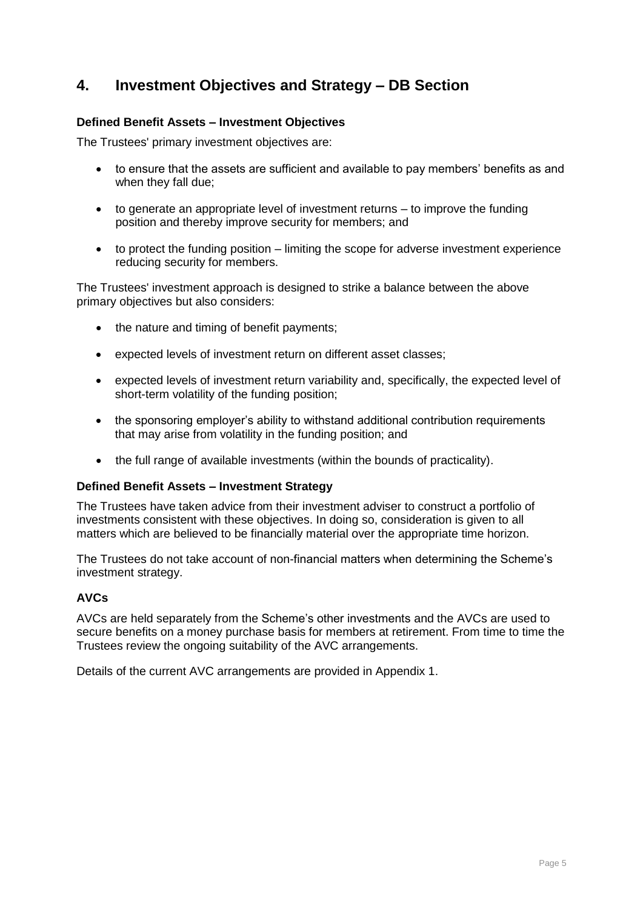## 4. Investment Objectives and Strategy – DB Section

### Defined Benefit Assets – Investment Objectives

The Trustees' primary investment objectives are:

- to ensure that the assets are sufficient and available to pay members' benefits as and when they fall due;
- to generate an appropriate level of investment returns – to improve the funding position and thereby improve security for members; and
- to protect the funding position – limiting the scope for adverse investment experience reducing security for members.

The Trustees' investment approach is designed to strike a balance between the above primary objectives but also considers:

- the nature and timing of benefit payments;
- expected levels of investment return on different asset classes;
- expected levels of investment return variability and, specifically, the expected level of short-term volatility of the funding position;
- the sponsoring employer's ability to withstand additional contribution requirements that may arise from volatility in the funding position; and
- the full range of available investments (within the bounds of practicality).

### Defined Benefit Assets – Investment Strategy

The Trustees have taken advice from their investment adviser to construct a portfolio of investments consistent with these objectives. In doing so, consideration is given to all matters which are believed to be financially material over the appropriate time horizon.

The Trustees do not take account of non-financial matters when determining the Scheme's investment strategy.

### AVCs

AVCs are held separately from the Scheme's other investments and the AVCs are used to secure benefits on a money purchase basis for members at retirement. From time to time the Trustees review the ongoing suitability of the AVC arrangements.

Details of the current AVC arrangements are provided in Appendix 1.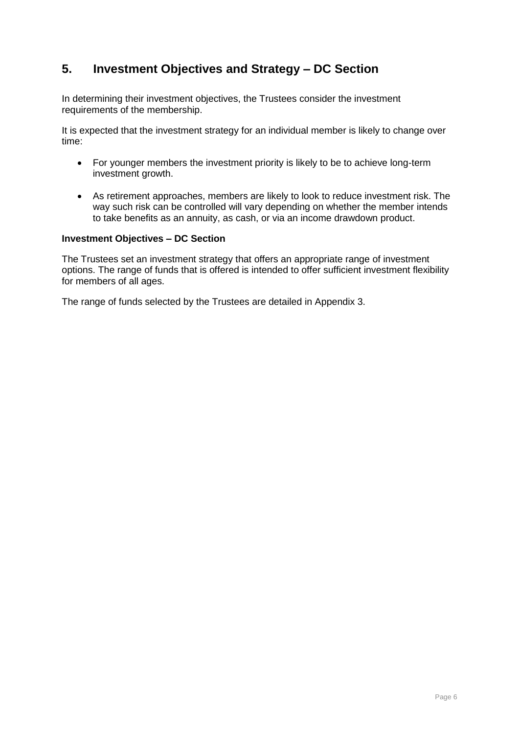## 5. Investment Objectives and Strategy – DC Section

In determining their investment objectives, the Trustees consider the investment requirements of the membership.

It is expected that the investment strategy for an individual member is likely to change over time:

- For younger members the investment priority is likely to be to achieve long-term investment growth.
- As retirement approaches, members are likely to look to reduce investment risk. The way such risk can be controlled will vary depending on whether the member intends to take benefits as an annuity, as cash, or via an income drawdown product.

**Investment Objectives – DC Section**

The Trustees set an investment strategy that offers an appropriate range of investment options. The range of funds that is offered is intended to offer sufficient investment flexibility for members of all ages.

The range of funds selected by the Trustees are detailed in Appendix 3.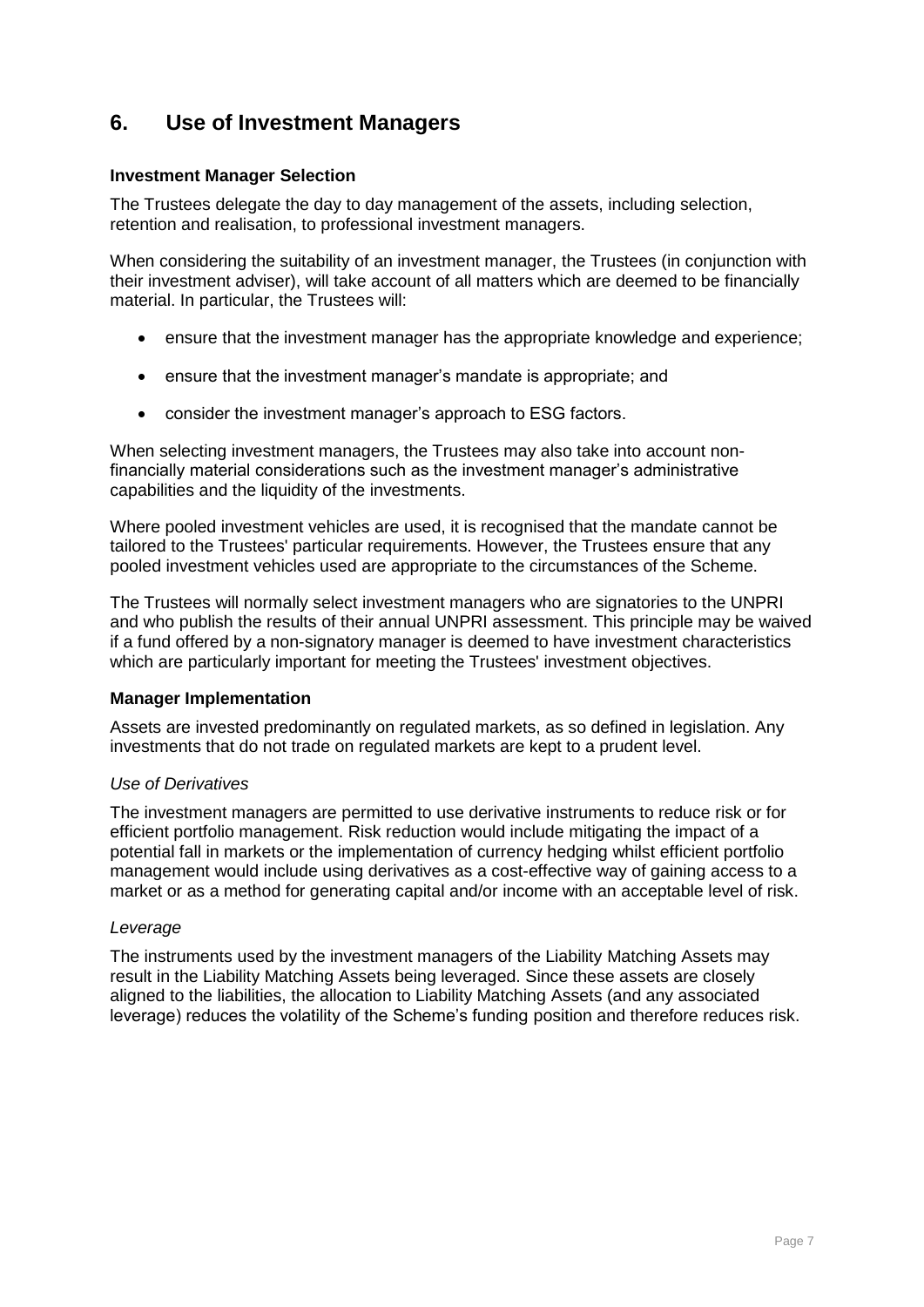## 6. Use of Investment Managers

**Investment Manager Selection**

The Trustees delegate the day to day management of the assets, including selection, retention and realisation, to professional investment managers.

When considering the suitability of an investment manager, the Trustees (in conjunction with their investment adviser), will take account of all matters which are deemed to be financially material. In particular, the Trustees will:

- ensure that the investment manager has the appropriate knowledge and experience;
- ensure that the investment manager's mandate is appropriate; and
- consider the investment manager's approach to ESG factors.

When selecting investment managers, the Trustees may also take into account non-financially material considerations such as the investment manager's administrative capabilities and the liquidity of the investments.

Where pooled investment vehicles are used, it is recognised that the mandate cannot be tailored to the Trustees' particular requirements. However, the Trustees ensure that any pooled investment vehicles used are appropriate to the circumstances of the Scheme.

The Trustees will normally select investment managers who are signatories to the UNPRI and who publish the results of their annual UNPRI assessment. This principle may be waived if a fund offered by a non-signatory manager is deemed to have investment characteristics which are particularly important for meeting the Trustees' investment objectives.

**Manager Implementation**

Assets are invested predominantly on regulated markets, as so defined in legislation. Any investments that do not trade on regulated markets are kept to a prudent level.

*Use of Derivatives*

The investment managers are permitted to use derivative instruments to reduce risk or for efficient portfolio management. Risk reduction would include mitigating the impact of a potential fall in markets or the implementation of currency hedging whilst efficient portfolio management would include using derivatives as a cost-effective way of gaining access to a market or as a method for generating capital and/or income with an acceptable level of risk.

*Leverage*

The instruments used by the investment managers of the Liability Matching Assets may result in the Liability Matching Assets being leveraged. Since these assets are closely aligned to the liabilities, the allocation to Liability Matching Assets (and any associated leverage) reduces the volatility of the Scheme's funding position and therefore reduces risk.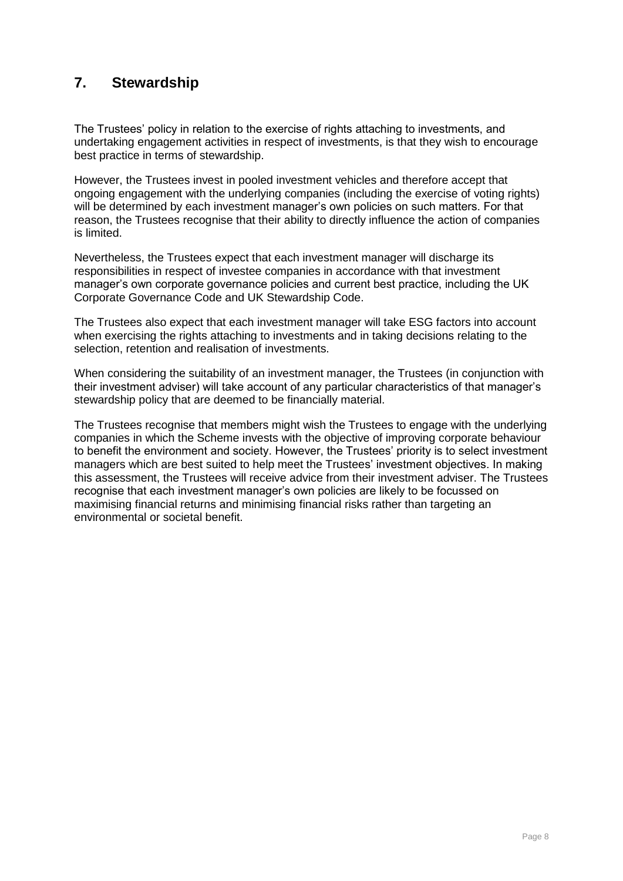## 7. Stewardship

The Trustees' policy in relation to the exercise of rights attaching to investments, and undertaking engagement activities in respect of investments, is that they wish to encourage best practice in terms of stewardship.

However, the Trustees invest in pooled investment vehicles and therefore accept that ongoing engagement with the underlying companies (including the exercise of voting rights) will be determined by each investment manager's own policies on such matters. For that reason, the Trustees recognise that their ability to directly influence the action of companies is limited.

Nevertheless, the Trustees expect that each investment manager will discharge its responsibilities in respect of investee companies in accordance with that investment manager's own corporate governance policies and current best practice, including the UK Corporate Governance Code and UK Stewardship Code.

The Trustees also expect that each investment manager will take ESG factors into account when exercising the rights attaching to investments and in taking decisions relating to the selection, retention and realisation of investments.

When considering the suitability of an investment manager, the Trustees (in conjunction with their investment adviser) will take account of any particular characteristics of that manager's stewardship policy that are deemed to be financially material.

The Trustees recognise that members might wish the Trustees to engage with the underlying companies in which the Scheme invests with the objective of improving corporate behaviour to benefit the environment and society. However, the Trustees' priority is to select investment managers which are best suited to help meet the Trustees' investment objectives. In making this assessment, the Trustees will receive advice from their investment adviser. The Trustees recognise that each investment manager's own policies are likely to be focussed on maximising financial returns and minimising financial risks rather than targeting an environmental or societal benefit.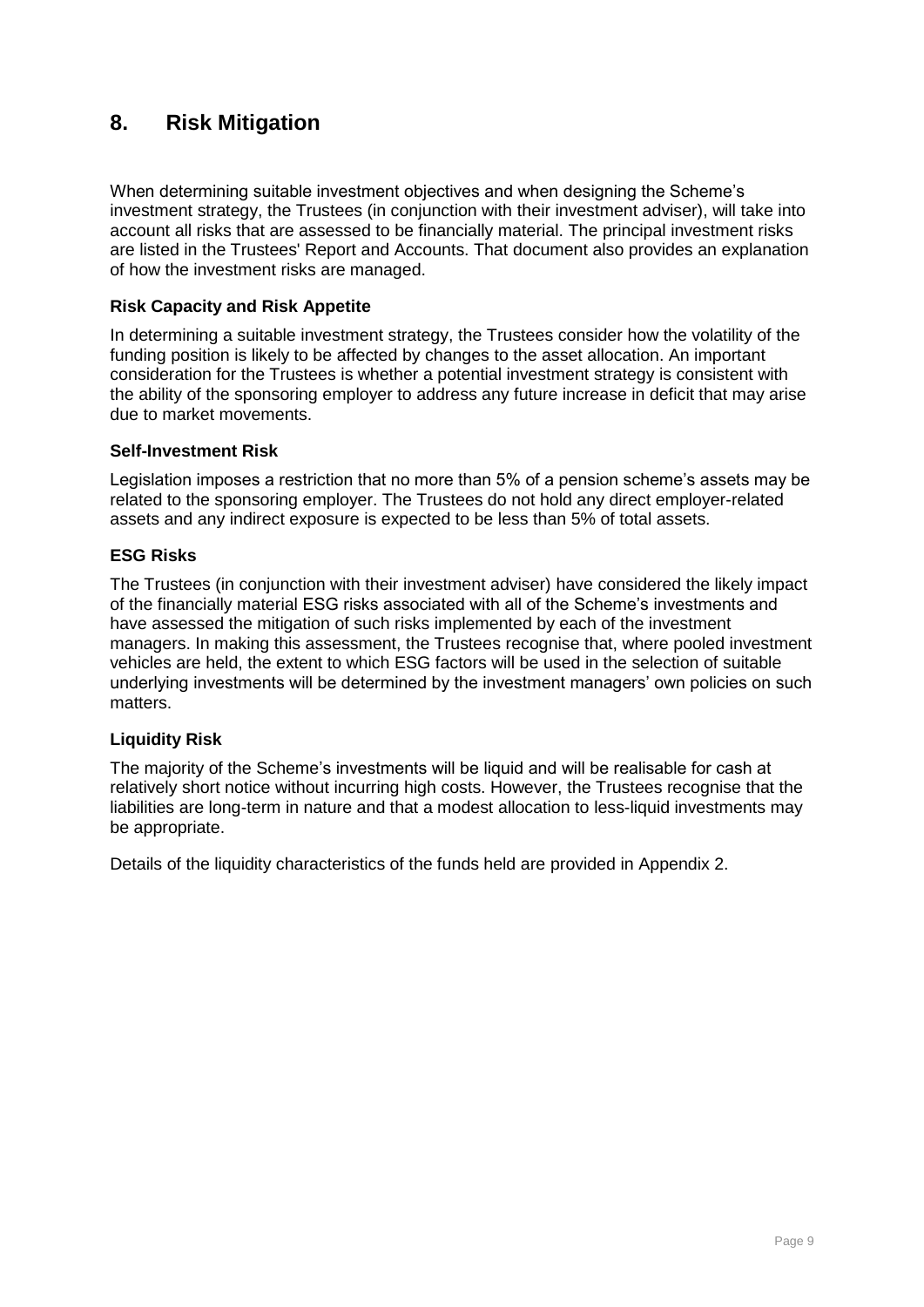## 8. Risk Mitigation

When determining suitable investment objectives and when designing the Scheme's investment strategy, the Trustees (in conjunction with their investment adviser), will take into account all risks that are assessed to be financially material. The principal investment risks are listed in the Trustees' Report and Accounts. That document also provides an explanation of how the investment risks are managed.

### Risk Capacity and Risk Appetite

In determining a suitable investment strategy, the Trustees consider how the volatility of the funding position is likely to be affected by changes to the asset allocation. An important consideration for the Trustees is whether a potential investment strategy is consistent with the ability of the sponsoring employer to address any future increase in deficit that may arise due to market movements.

### Self-Investment Risk

Legislation imposes a restriction that no more than 5% of a pension scheme's assets may be related to the sponsoring employer. The Trustees do not hold any direct employer-related assets and any indirect exposure is expected to be less than 5% of total assets.

### ESG Risks

The Trustees (in conjunction with their investment adviser) have considered the likely impact of the financially material ESG risks associated with all of the Scheme's investments and have assessed the mitigation of such risks implemented by each of the investment managers. In making this assessment, the Trustees recognise that, where pooled investment vehicles are held, the extent to which ESG factors will be used in the selection of suitable underlying investments will be determined by the investment managers' own policies on such matters.

### Liquidity Risk

The majority of the Scheme's investments will be liquid and will be realisable for cash at relatively short notice without incurring high costs. However, the Trustees recognise that the liabilities are long-term in nature and that a modest allocation to less-liquid investments may be appropriate.

Details of the liquidity characteristics of the funds held are provided in Appendix 2.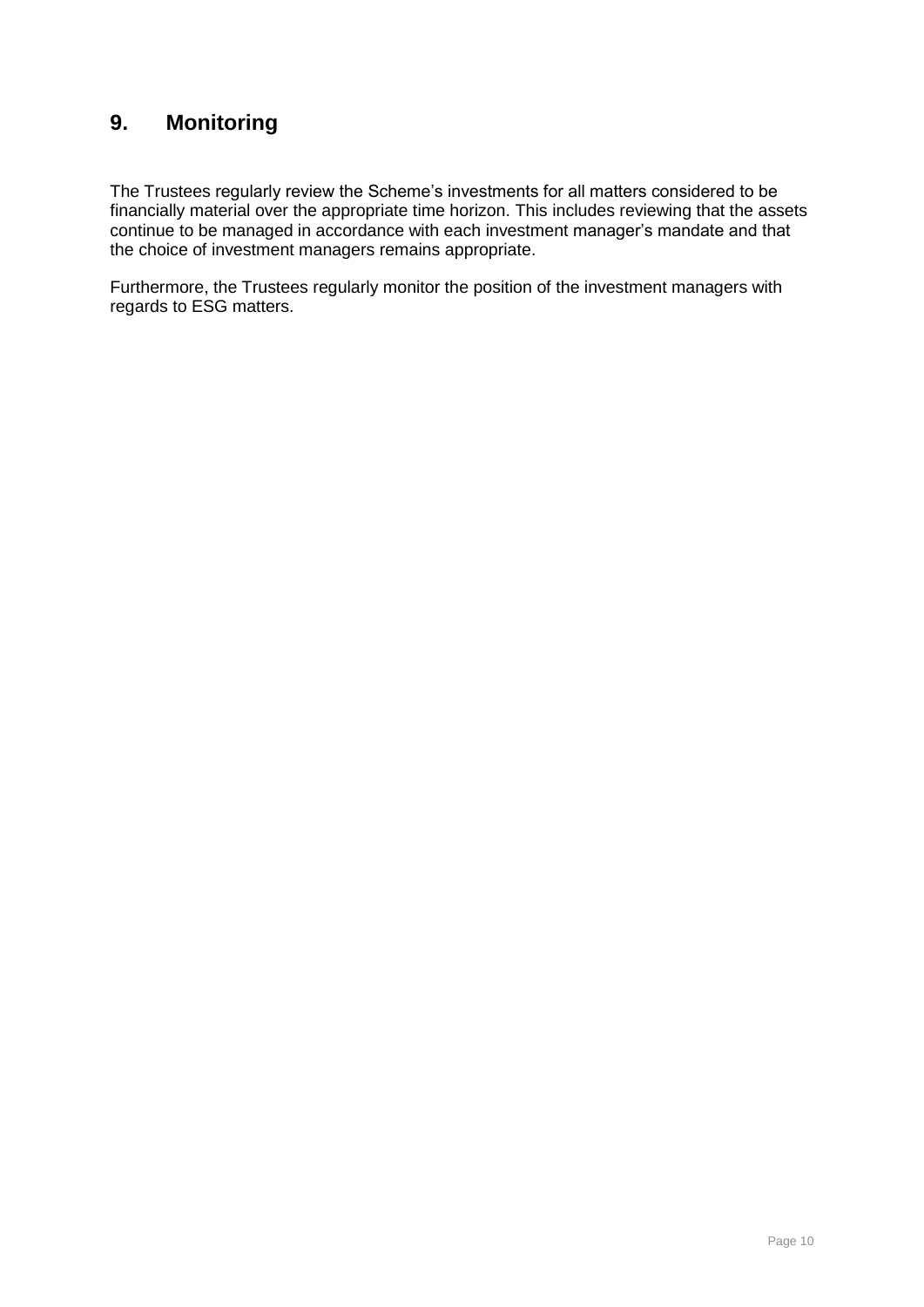## 9. Monitoring

The Trustees regularly review the Scheme's investments for all matters considered to be financially material over the appropriate time horizon. This includes reviewing that the assets continue to be managed in accordance with each investment manager's mandate and that the choice of investment managers remains appropriate.

Furthermore, the Trustees regularly monitor the position of the investment managers with regards to ESG matters.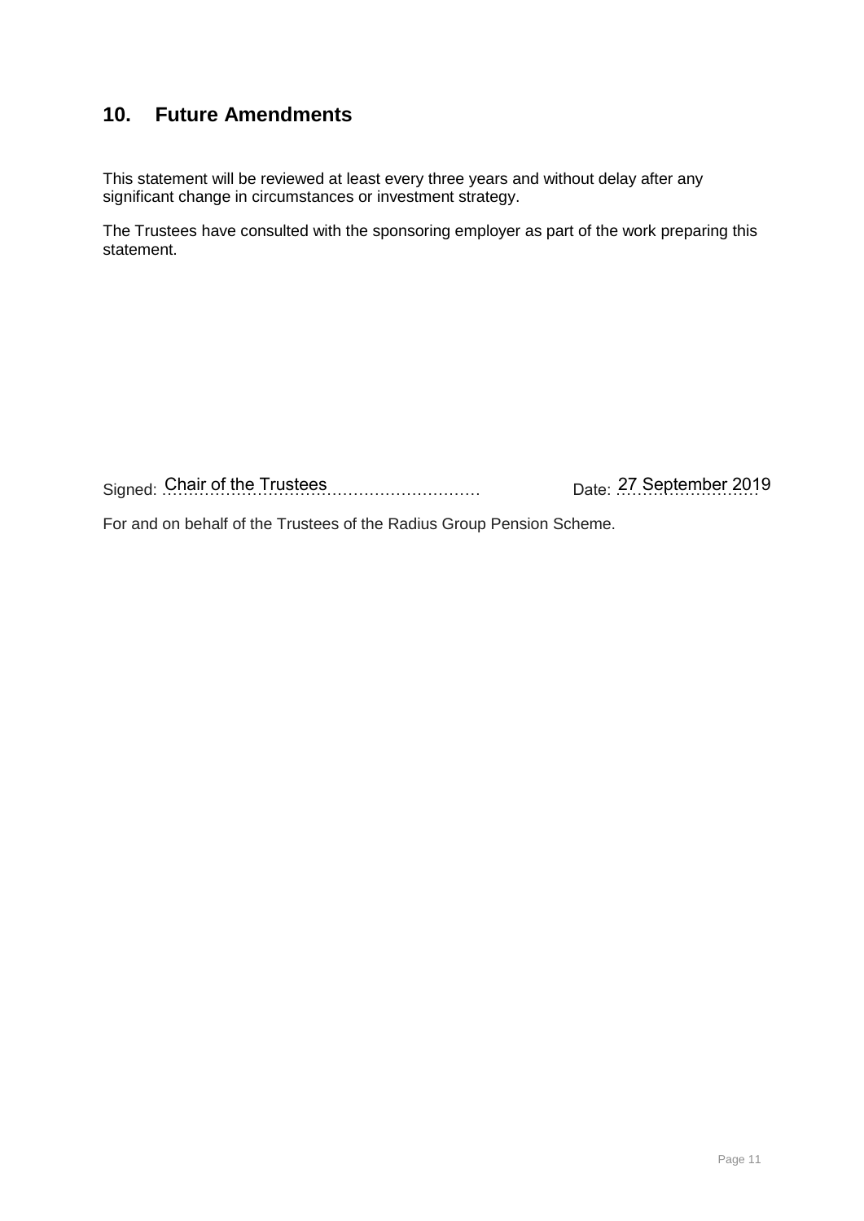## 10. Future Amendments

This statement will be reviewed at least every three years and without delay after any significant change in circumstances or investment strategy.

The Trustees have consulted with the sponsoring employer as part of the work preparing this statement.

Signed: Chair of the Trustees Date: 27 September 2019

For and on behalf of the Trustees of the Radius Group Pension Scheme.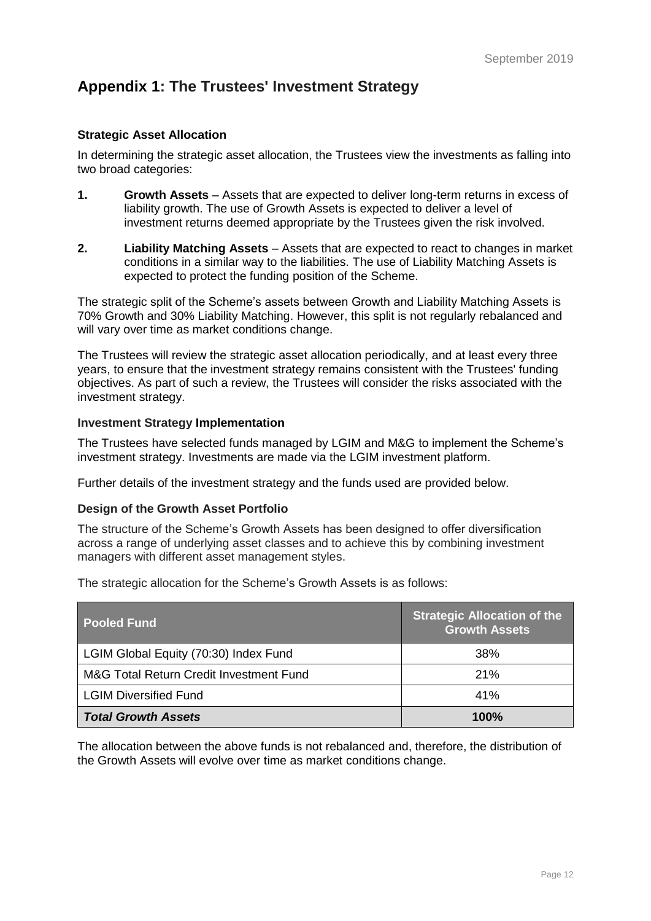## Appendix 1: The Trustees' Investment Strategy

### Strategic Asset Allocation

In determining the strategic asset allocation, the Trustees view the investments as falling into two broad categories:

1. **Growth Assets** – Assets that are expected to deliver long-term returns in excess of liability growth. The use of Growth Assets is expected to deliver a level of investment returns deemed appropriate by the Trustees given the risk involved.
2. **Liability Matching Assets** – Assets that are expected to react to changes in market conditions in a similar way to the liabilities. The use of Liability Matching Assets is expected to protect the funding position of the Scheme.

The strategic split of the Scheme's assets between Growth and Liability Matching Assets is 70% Growth and 30% Liability Matching. However, this split is not regularly rebalanced and will vary over time as market conditions change.

The Trustees will review the strategic asset allocation periodically, and at least every three years, to ensure that the investment strategy remains consistent with the Trustees' funding objectives. As part of such a review, the Trustees will consider the risks associated with the investment strategy.

### Investment Strategy Implementation

The Trustees have selected funds managed by LGIM and M&G to implement the Scheme's investment strategy. Investments are made via the LGIM investment platform.

Further details of the investment strategy and the funds used are provided below.

### Design of the Growth Asset Portfolio

The structure of the Scheme's Growth Assets has been designed to offer diversification across a range of underlying asset classes and to achieve this by combining investment managers with different asset management styles.

The strategic allocation for the Scheme's Growth Assets is as follows:

| Pooled Fund | Strategic Allocation of the Growth Assets |
|---|---|
| LGIM Global Equity (70:30) Index Fund | 38% |
| M&G Total Return Credit Investment Fund | 21% |
| LGIM Diversified Fund | 41% |
| ***Total Growth Assets*** | **100%** |

The allocation between the above funds is not rebalanced and, therefore, the distribution of the Growth Assets will evolve over time as market conditions change.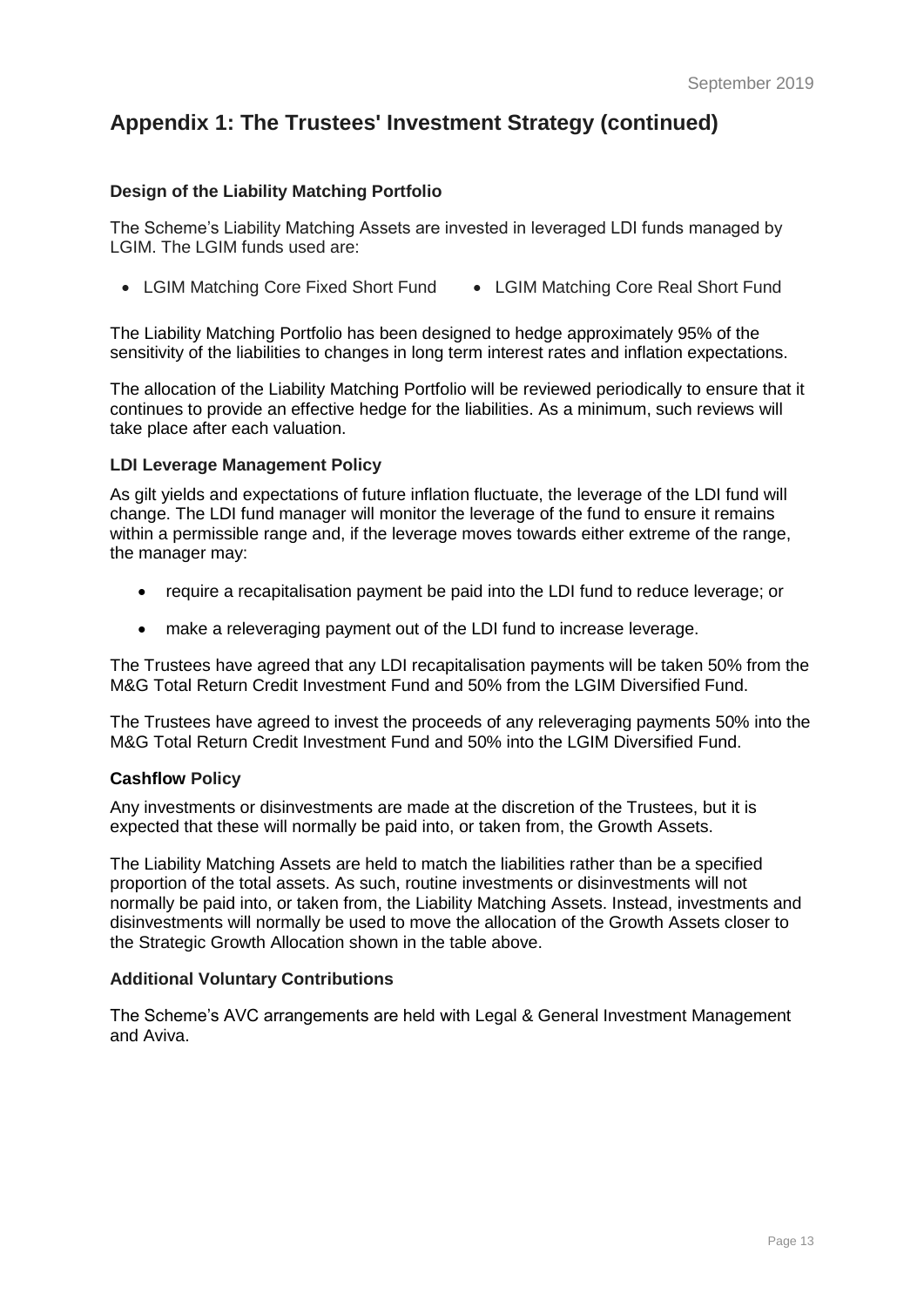## Appendix 1: The Trustees' Investment Strategy (continued)

### Design of the Liability Matching Portfolio

The Scheme's Liability Matching Assets are invested in leveraged LDI funds managed by LGIM. The LGIM funds used are:

- LGIM Matching Core Fixed Short Fund
- LGIM Matching Core Real Short Fund

The Liability Matching Portfolio has been designed to hedge approximately 95% of the sensitivity of the liabilities to changes in long term interest rates and inflation expectations.

The allocation of the Liability Matching Portfolio will be reviewed periodically to ensure that it continues to provide an effective hedge for the liabilities. As a minimum, such reviews will take place after each valuation.

### LDI Leverage Management Policy

As gilt yields and expectations of future inflation fluctuate, the leverage of the LDI fund will change. The LDI fund manager will monitor the leverage of the fund to ensure it remains within a permissible range and, if the leverage moves towards either extreme of the range, the manager may:

- require a recapitalisation payment be paid into the LDI fund to reduce leverage; or
- make a releveraging payment out of the LDI fund to increase leverage.

The Trustees have agreed that any LDI recapitalisation payments will be taken 50% from the M&G Total Return Credit Investment Fund and 50% from the LGIM Diversified Fund.

The Trustees have agreed to invest the proceeds of any releveraging payments 50% into the M&G Total Return Credit Investment Fund and 50% into the LGIM Diversified Fund.

### Cashflow Policy

Any investments or disinvestments are made at the discretion of the Trustees, but it is expected that these will normally be paid into, or taken from, the Growth Assets.

The Liability Matching Assets are held to match the liabilities rather than be a specified proportion of the total assets. As such, routine investments or disinvestments will not normally be paid into, or taken from, the Liability Matching Assets. Instead, investments and disinvestments will normally be used to move the allocation of the Growth Assets closer to the Strategic Growth Allocation shown in the table above.

### Additional Voluntary Contributions

The Scheme's AVC arrangements are held with Legal & General Investment Management and Aviva.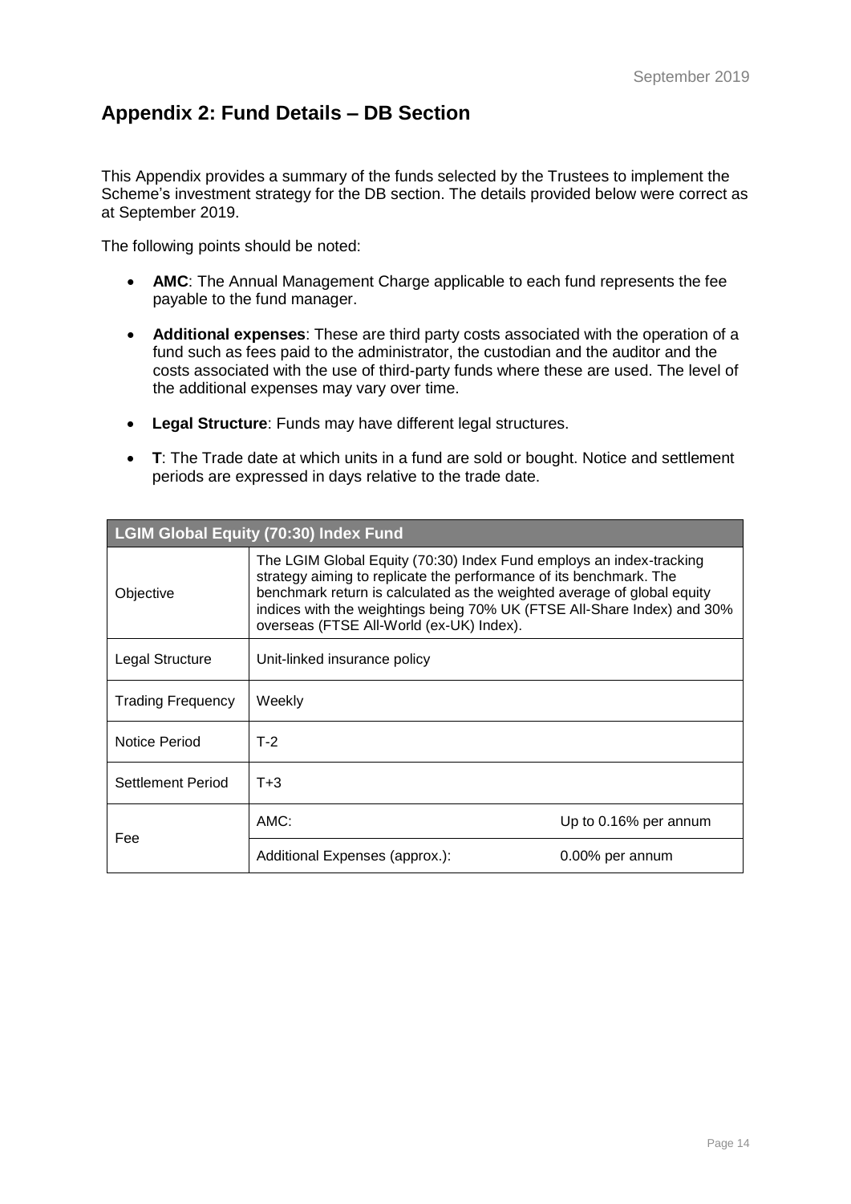## Appendix 2: Fund Details – DB Section

This Appendix provides a summary of the funds selected by the Trustees to implement the Scheme's investment strategy for the DB section. The details provided below were correct as at September 2019.

The following points should be noted:

- **AMC**: The Annual Management Charge applicable to each fund represents the fee payable to the fund manager.
- **Additional expenses**: These are third party costs associated with the operation of a fund such as fees paid to the administrator, the custodian and the auditor and the costs associated with the use of third-party funds where these are used. The level of the additional expenses may vary over time.
- **Legal Structure**: Funds may have different legal structures.
- **T**: The Trade date at which units in a fund are sold or bought. Notice and settlement periods are expressed in days relative to the trade date.

| LGIM Global Equity (70:30) Index Fund | | |
|---|---|---|
| Objective | The LGIM Global Equity (70:30) Index Fund employs an index-tracking strategy aiming to replicate the performance of its benchmark. The benchmark return is calculated as the weighted average of global equity indices with the weightings being 70% UK (FTSE All-Share Index) and 30% overseas (FTSE All-World (ex-UK) Index). | |
| Legal Structure | Unit-linked insurance policy | |
| Trading Frequency | Weekly | |
| Notice Period | T-2 | |
| Settlement Period | T+3 | |
| Fee | AMC: | Up to 0.16% per annum |
| | Additional Expenses (approx.): | 0.00% per annum |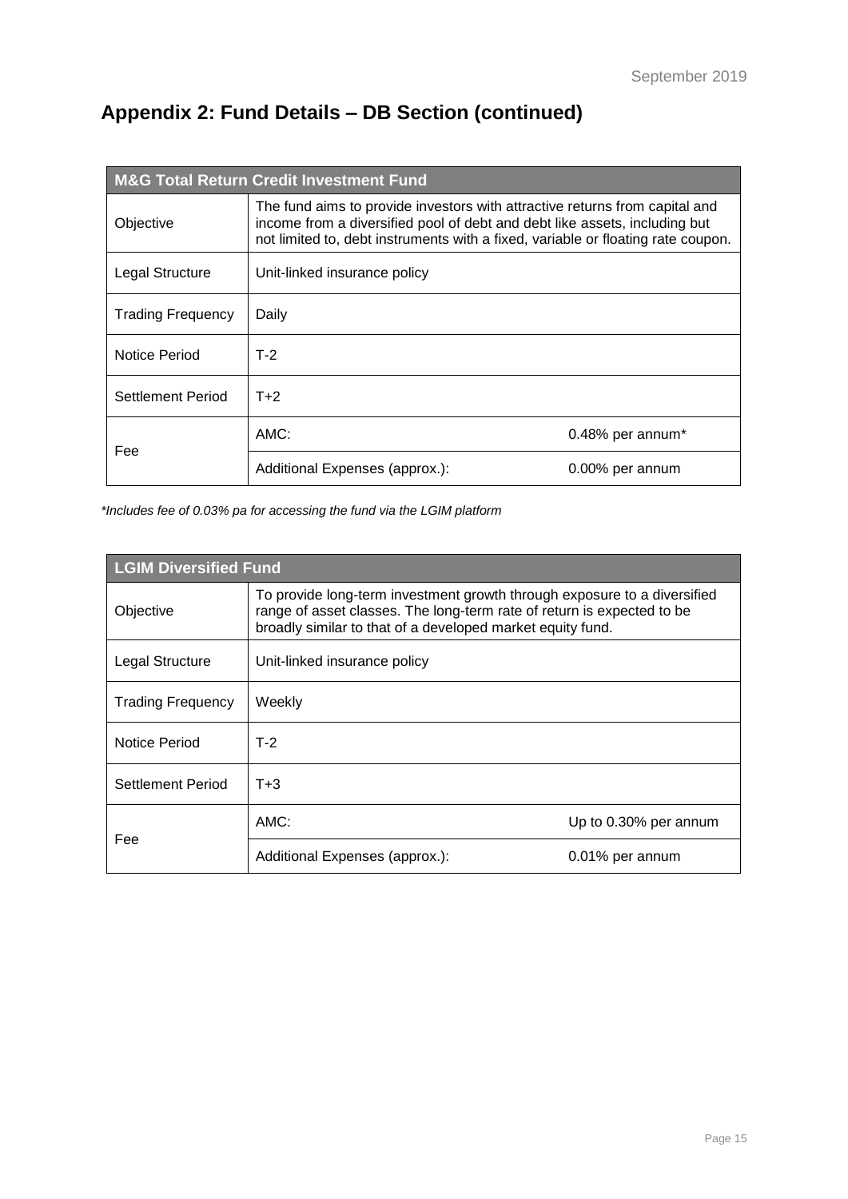## Appendix 2: Fund Details – DB Section (continued)

| M&G Total Return Credit Investment Fund | | |
|---|---|---|
| Objective | The fund aims to provide investors with attractive returns from capital and income from a diversified pool of debt and debt like assets, including but not limited to, debt instruments with a fixed, variable or floating rate coupon. | |
| Legal Structure | Unit-linked insurance policy | |
| Trading Frequency | Daily | |
| Notice Period | T-2 | |
| Settlement Period | T+2 | |
| Fee | AMC: | 0.48% per annum* |
| | Additional Expenses (approx.): | 0.00% per annum |

*Includes fee of 0.03% pa for accessing the fund via the LGIM platform*

| LGIM Diversified Fund | | |
|---|---|---|
| Objective | To provide long-term investment growth through exposure to a diversified range of asset classes. The long-term rate of return is expected to be broadly similar to that of a developed market equity fund. | |
| Legal Structure | Unit-linked insurance policy | |
| Trading Frequency | Weekly | |
| Notice Period | T-2 | |
| Settlement Period | T+3 | |
| Fee | AMC: | Up to 0.30% per annum |
| | Additional Expenses (approx.): | 0.01% per annum |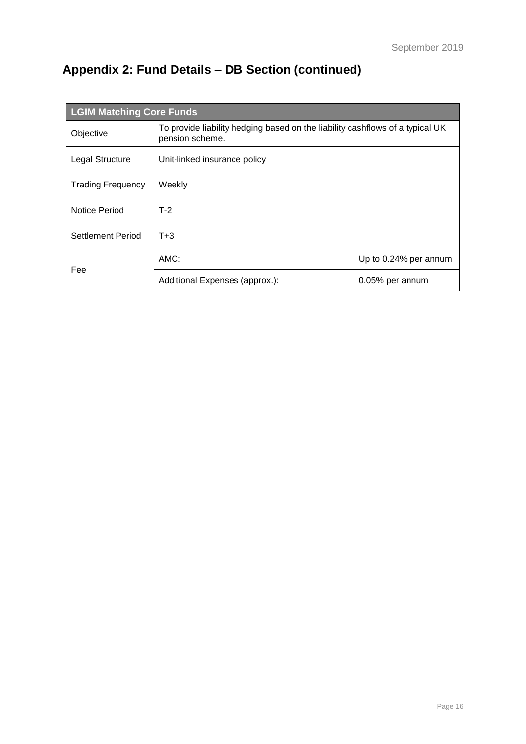## Appendix 2: Fund Details – DB Section (continued)

| LGIM Matching Core Funds | | |
|---|---|---|
| Objective | To provide liability hedging based on the liability cashflows of a typical UK pension scheme. | |
| Legal Structure | Unit-linked insurance policy | |
| Trading Frequency | Weekly | |
| Notice Period | T-2 | |
| Settlement Period | T+3 | |
| Fee | AMC: | Up to 0.24% per annum |
| | Additional Expenses (approx.): | 0.05% per annum |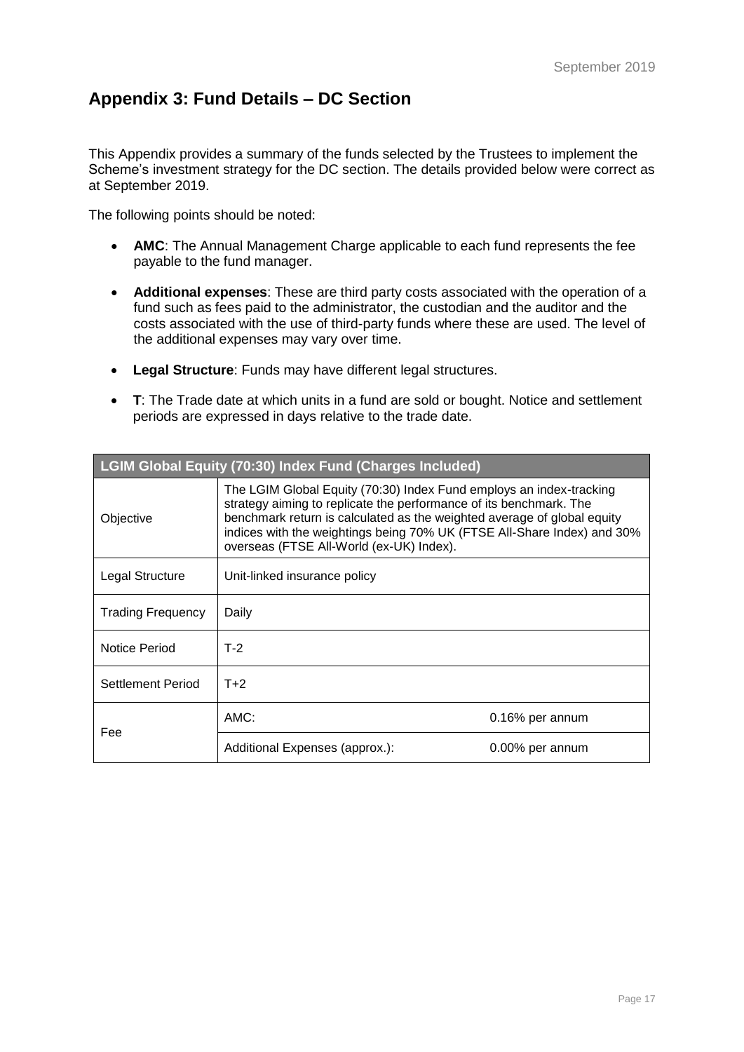## Appendix 3: Fund Details – DC Section

This Appendix provides a summary of the funds selected by the Trustees to implement the Scheme's investment strategy for the DC section. The details provided below were correct as at September 2019.

The following points should be noted:

- **AMC**: The Annual Management Charge applicable to each fund represents the fee payable to the fund manager.
- **Additional expenses**: These are third party costs associated with the operation of a fund such as fees paid to the administrator, the custodian and the auditor and the costs associated with the use of third-party funds where these are used. The level of the additional expenses may vary over time.
- **Legal Structure**: Funds may have different legal structures.
- **T**: The Trade date at which units in a fund are sold or bought. Notice and settlement periods are expressed in days relative to the trade date.

| LGIM Global Equity (70:30) Index Fund (Charges Included) | | |
|---|---|---|
| Objective | The LGIM Global Equity (70:30) Index Fund employs an index-tracking strategy aiming to replicate the performance of its benchmark. The benchmark return is calculated as the weighted average of global equity indices with the weightings being 70% UK (FTSE All-Share Index) and 30% overseas (FTSE All-World (ex-UK) Index). | |
| Legal Structure | Unit-linked insurance policy | |
| Trading Frequency | Daily | |
| Notice Period | T-2 | |
| Settlement Period | T+2 | |
| Fee | AMC: | 0.16% per annum |
| | Additional Expenses (approx.): | 0.00% per annum |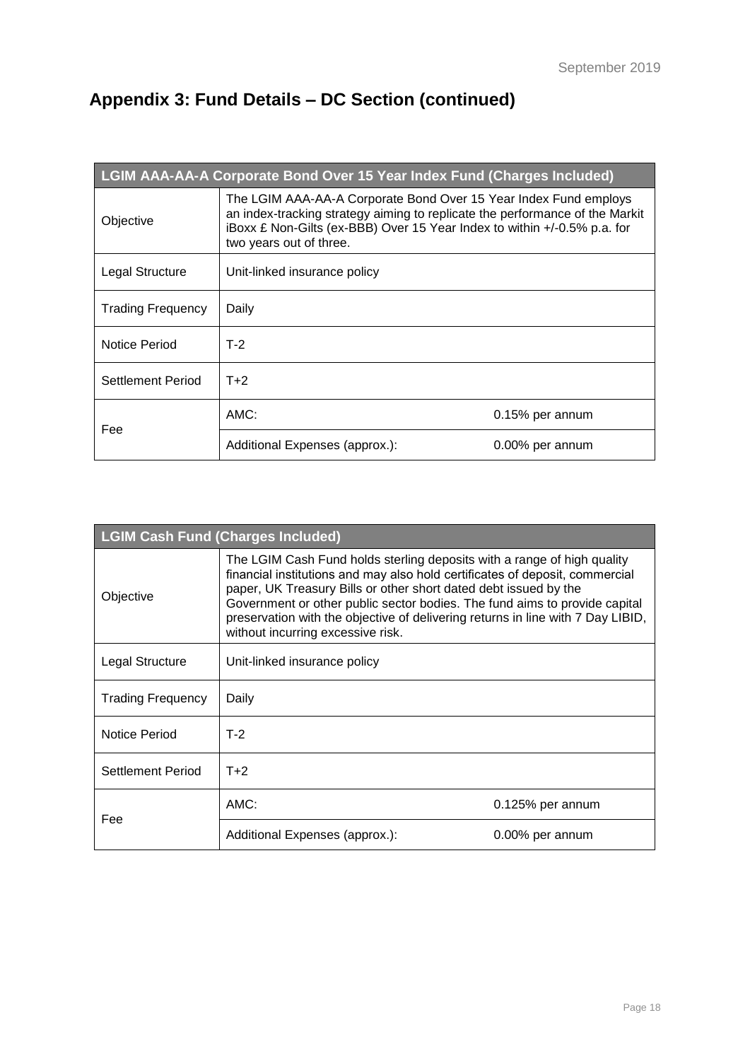## Appendix 3: Fund Details – DC Section (continued)

| LGIM AAA-AA-A Corporate Bond Over 15 Year Index Fund (Charges Included) | | |
|---|---|---|
| Objective | The LGIM AAA-AA-A Corporate Bond Over 15 Year Index Fund employs an index-tracking strategy aiming to replicate the performance of the Markit iBoxx £ Non-Gilts (ex-BBB) Over 15 Year Index to within +/-0.5% p.a. for two years out of three. | |
| Legal Structure | Unit-linked insurance policy | |
| Trading Frequency | Daily | |
| Notice Period | T-2 | |
| Settlement Period | T+2 | |
| Fee | AMC: | 0.15% per annum |
| | Additional Expenses (approx.): | 0.00% per annum |

| LGIM Cash Fund (Charges Included) | | |
|---|---|---|
| Objective | The LGIM Cash Fund holds sterling deposits with a range of high quality financial institutions and may also hold certificates of deposit, commercial paper, UK Treasury Bills or other short dated debt issued by the Government or other public sector bodies. The fund aims to provide capital preservation with the objective of delivering returns in line with 7 Day LIBID, without incurring excessive risk. | |
| Legal Structure | Unit-linked insurance policy | |
| Trading Frequency | Daily | |
| Notice Period | T-2 | |
| Settlement Period | T+2 | |
| Fee | AMC: | 0.125% per annum |
| | Additional Expenses (approx.): | 0.00% per annum |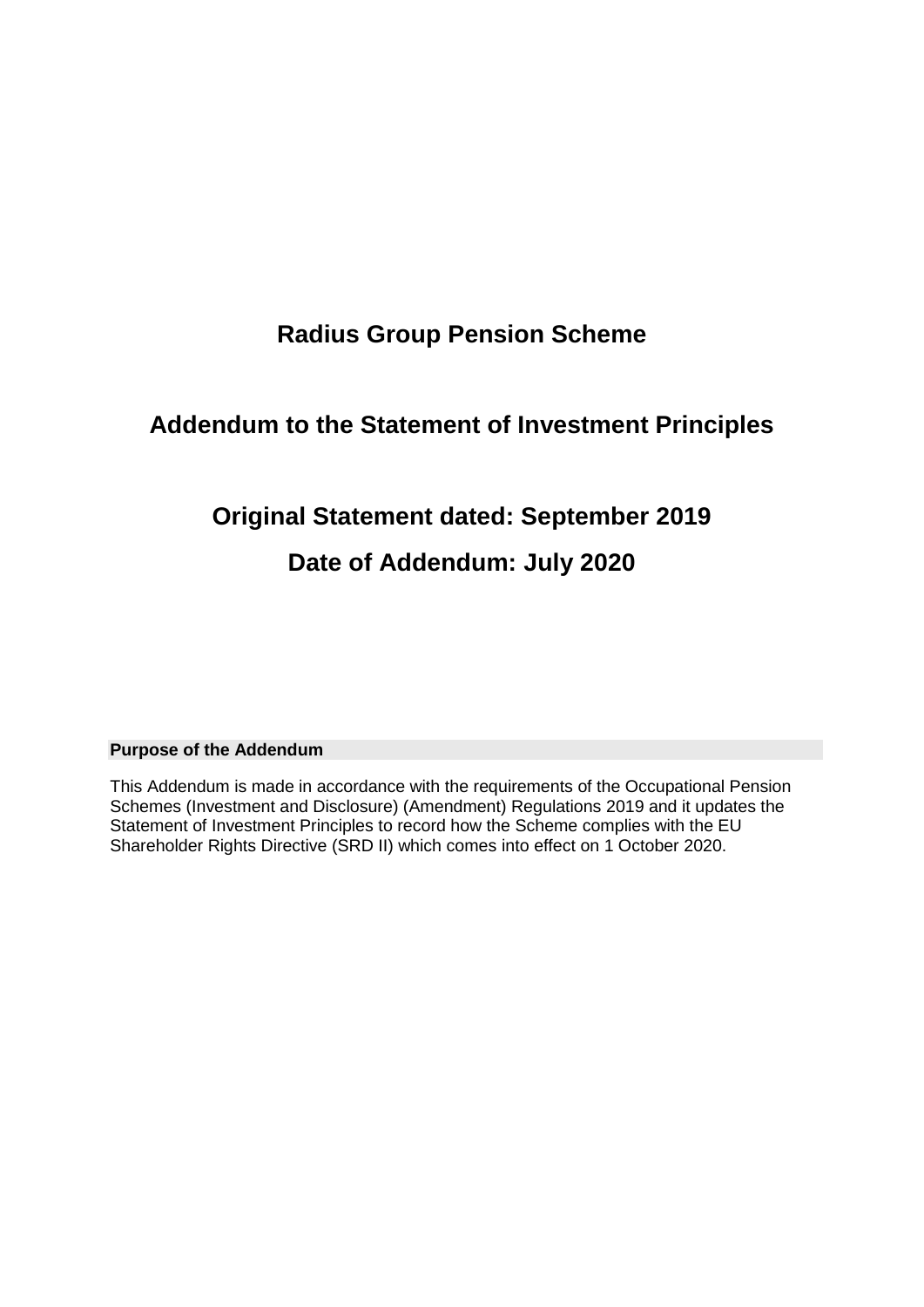# Radius Group Pension Scheme

## Addendum to the Statement of Investment Principles

## Original Statement dated: September 2019

## Date of Addendum: July 2020

### Purpose of the Addendum

This Addendum is made in accordance with the requirements of the Occupational Pension Schemes (Investment and Disclosure) (Amendment) Regulations 2019 and it updates the Statement of Investment Principles to record how the Scheme complies with the EU Shareholder Rights Directive (SRD II) which comes into effect on 1 October 2020.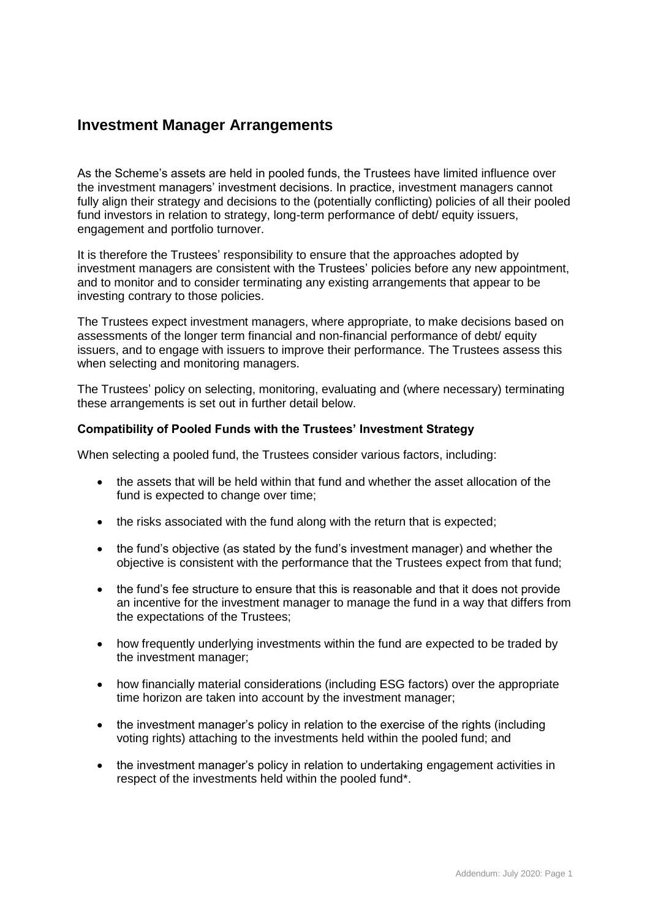## Investment Manager Arrangements

As the Scheme's assets are held in pooled funds, the Trustees have limited influence over the investment managers' investment decisions. In practice, investment managers cannot fully align their strategy and decisions to the (potentially conflicting) policies of all their pooled fund investors in relation to strategy, long-term performance of debt/ equity issuers, engagement and portfolio turnover.

It is therefore the Trustees' responsibility to ensure that the approaches adopted by investment managers are consistent with the Trustees' policies before any new appointment, and to monitor and to consider terminating any existing arrangements that appear to be investing contrary to those policies.

The Trustees expect investment managers, where appropriate, to make decisions based on assessments of the longer term financial and non-financial performance of debt/ equity issuers, and to engage with issuers to improve their performance. The Trustees assess this when selecting and monitoring managers.

The Trustees' policy on selecting, monitoring, evaluating and (where necessary) terminating these arrangements is set out in further detail below.

**Compatibility of Pooled Funds with the Trustees' Investment Strategy**

When selecting a pooled fund, the Trustees consider various factors, including:

- the assets that will be held within that fund and whether the asset allocation of the fund is expected to change over time;
- the risks associated with the fund along with the return that is expected;
- the fund's objective (as stated by the fund's investment manager) and whether the objective is consistent with the performance that the Trustees expect from that fund;
- the fund's fee structure to ensure that this is reasonable and that it does not provide an incentive for the investment manager to manage the fund in a way that differs from the expectations of the Trustees;
- how frequently underlying investments within the fund are expected to be traded by the investment manager;
- how financially material considerations (including ESG factors) over the appropriate time horizon are taken into account by the investment manager;
- the investment manager's policy in relation to the exercise of the rights (including voting rights) attaching to the investments held within the pooled fund; and
- the investment manager's policy in relation to undertaking engagement activities in respect of the investments held within the pooled fund*.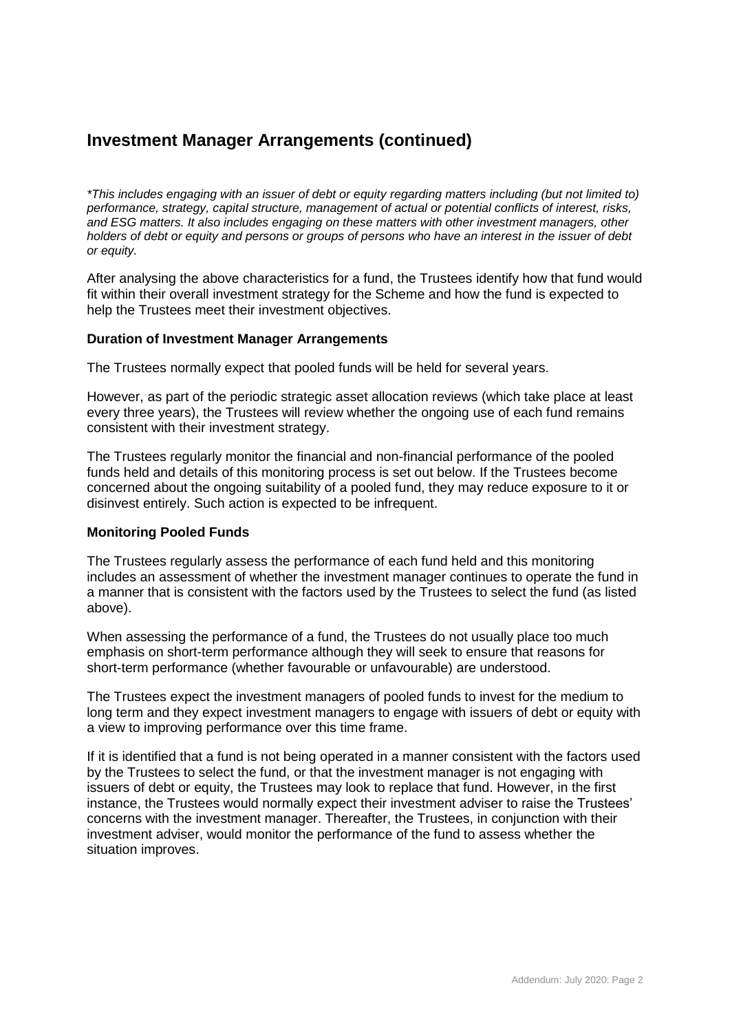## Investment Manager Arrangements (continued)

*\*This includes engaging with an issuer of debt or equity regarding matters including (but not limited to) performance, strategy, capital structure, management of actual or potential conflicts of interest, risks, and ESG matters. It also includes engaging on these matters with other investment managers, other holders of debt or equity and persons or groups of persons who have an interest in the issuer of debt or equity.*

After analysing the above characteristics for a fund, the Trustees identify how that fund would fit within their overall investment strategy for the Scheme and how the fund is expected to help the Trustees meet their investment objectives.

**Duration of Investment Manager Arrangements**

The Trustees normally expect that pooled funds will be held for several years.

However, as part of the periodic strategic asset allocation reviews (which take place at least every three years), the Trustees will review whether the ongoing use of each fund remains consistent with their investment strategy.

The Trustees regularly monitor the financial and non-financial performance of the pooled funds held and details of this monitoring process is set out below. If the Trustees become concerned about the ongoing suitability of a pooled fund, they may reduce exposure to it or disinvest entirely. Such action is expected to be infrequent.

**Monitoring Pooled Funds**

The Trustees regularly assess the performance of each fund held and this monitoring includes an assessment of whether the investment manager continues to operate the fund in a manner that is consistent with the factors used by the Trustees to select the fund (as listed above).

When assessing the performance of a fund, the Trustees do not usually place too much emphasis on short-term performance although they will seek to ensure that reasons for short-term performance (whether favourable or unfavourable) are understood.

The Trustees expect the investment managers of pooled funds to invest for the medium to long term and they expect investment managers to engage with issuers of debt or equity with a view to improving performance over this time frame.

If it is identified that a fund is not being operated in a manner consistent with the factors used by the Trustees to select the fund, or that the investment manager is not engaging with issuers of debt or equity, the Trustees may look to replace that fund. However, in the first instance, the Trustees would normally expect their investment adviser to raise the Trustees' concerns with the investment manager. Thereafter, the Trustees, in conjunction with their investment adviser, would monitor the performance of the fund to assess whether the situation improves.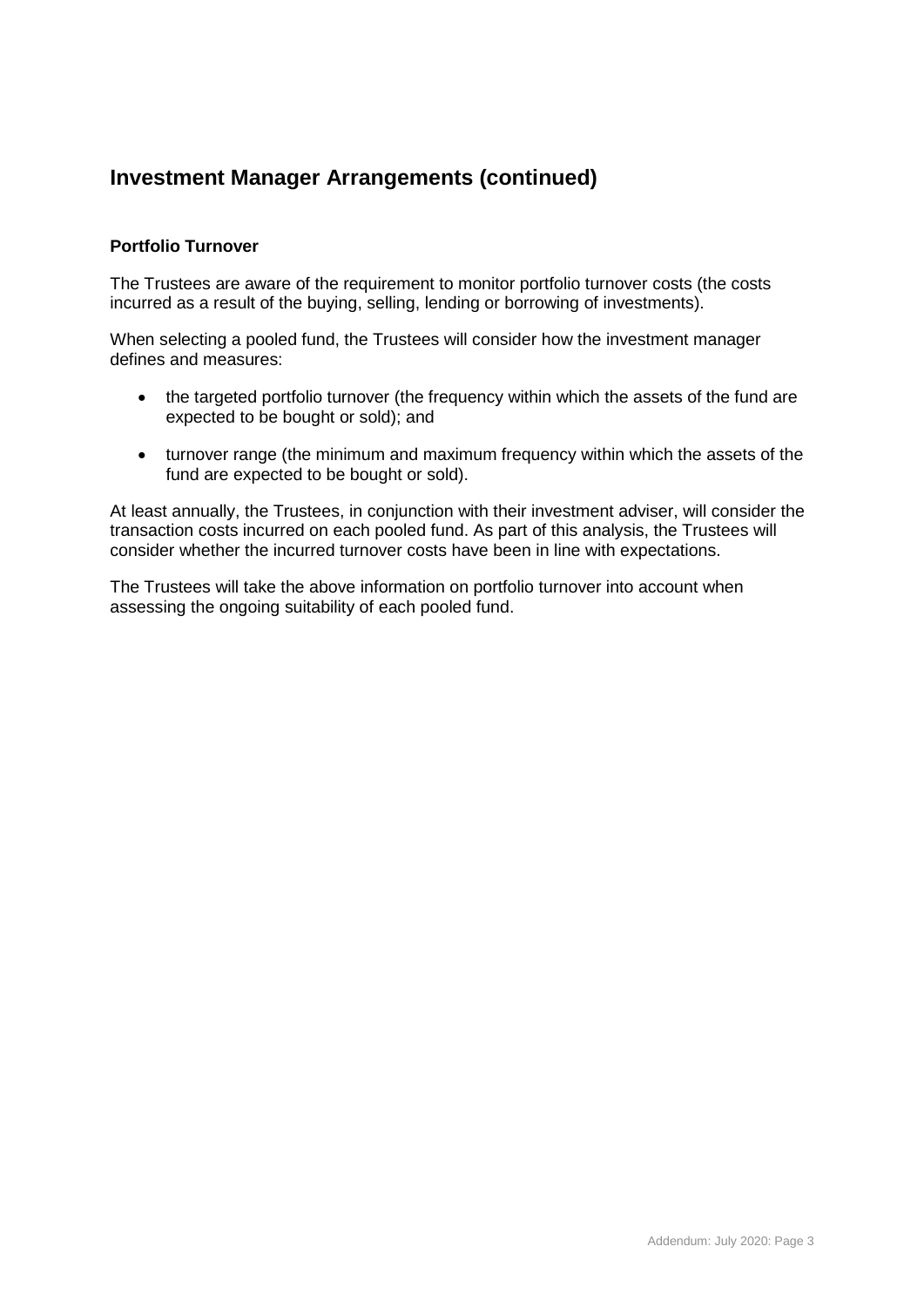## Investment Manager Arrangements (continued)

**Portfolio Turnover**

The Trustees are aware of the requirement to monitor portfolio turnover costs (the costs incurred as a result of the buying, selling, lending or borrowing of investments).

When selecting a pooled fund, the Trustees will consider how the investment manager defines and measures:

- the targeted portfolio turnover (the frequency within which the assets of the fund are expected to be bought or sold); and
- turnover range (the minimum and maximum frequency within which the assets of the fund are expected to be bought or sold).

At least annually, the Trustees, in conjunction with their investment adviser, will consider the transaction costs incurred on each pooled fund. As part of this analysis, the Trustees will consider whether the incurred turnover costs have been in line with expectations.

The Trustees will take the above information on portfolio turnover into account when assessing the ongoing suitability of each pooled fund.